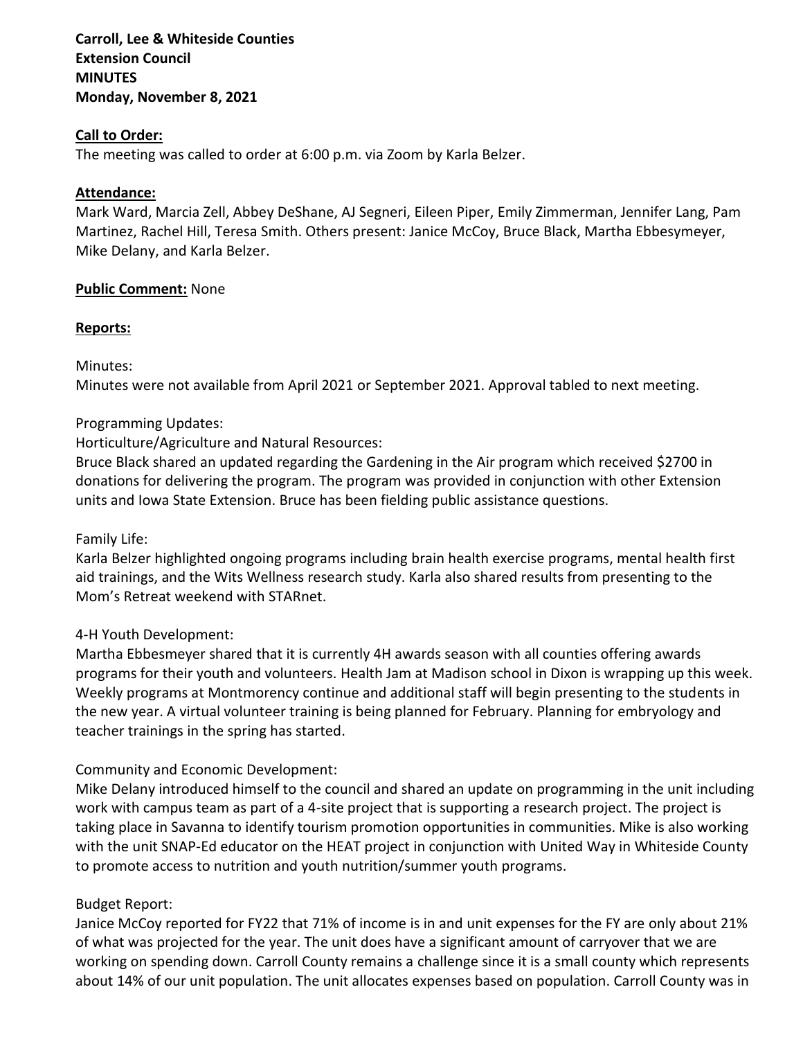**Carroll, Lee & Whiteside Counties**
**Extension Council**
**MINUTES**
**Monday, November 8, 2021**

**Call to Order:**

The meeting was called to order at 6:00 p.m. via Zoom by Karla Belzer.

**Attendance:**

Mark Ward, Marcia Zell, Abbey DeShane, AJ Segneri, Eileen Piper, Emily Zimmerman, Jennifer Lang, Pam Martinez, Rachel Hill, Teresa Smith. Others present: Janice McCoy, Bruce Black, Martha Ebbesymeyer, Mike Delany, and Karla Belzer.

**Public Comment:** None

**Reports:**

Minutes:
Minutes were not available from April 2021 or September 2021. Approval tabled to next meeting.

Programming Updates:
Horticulture/Agriculture and Natural Resources:
Bruce Black shared an updated regarding the Gardening in the Air program which received $2700 in donations for delivering the program. The program was provided in conjunction with other Extension units and Iowa State Extension. Bruce has been fielding public assistance questions.

Family Life:
Karla Belzer highlighted ongoing programs including brain health exercise programs, mental health first aid trainings, and the Wits Wellness research study. Karla also shared results from presenting to the Mom's Retreat weekend with STARnet.

4-H Youth Development:
Martha Ebbesmeyer shared that it is currently 4H awards season with all counties offering awards programs for their youth and volunteers. Health Jam at Madison school in Dixon is wrapping up this week. Weekly programs at Montmorency continue and additional staff will begin presenting to the students in the new year. A virtual volunteer training is being planned for February. Planning for embryology and teacher trainings in the spring has started.

Community and Economic Development:
Mike Delany introduced himself to the council and shared an update on programming in the unit including work with campus team as part of a 4-site project that is supporting a research project. The project is taking place in Savanna to identify tourism promotion opportunities in communities. Mike is also working with the unit SNAP-Ed educator on the HEAT project in conjunction with United Way in Whiteside County to promote access to nutrition and youth nutrition/summer youth programs.

Budget Report:
Janice McCoy reported for FY22 that 71% of income is in and unit expenses for the FY are only about 21% of what was projected for the year. The unit does have a significant amount of carryover that we are working on spending down. Carroll County remains a challenge since it is a small county which represents about 14% of our unit population. The unit allocates expenses based on population. Carroll County was in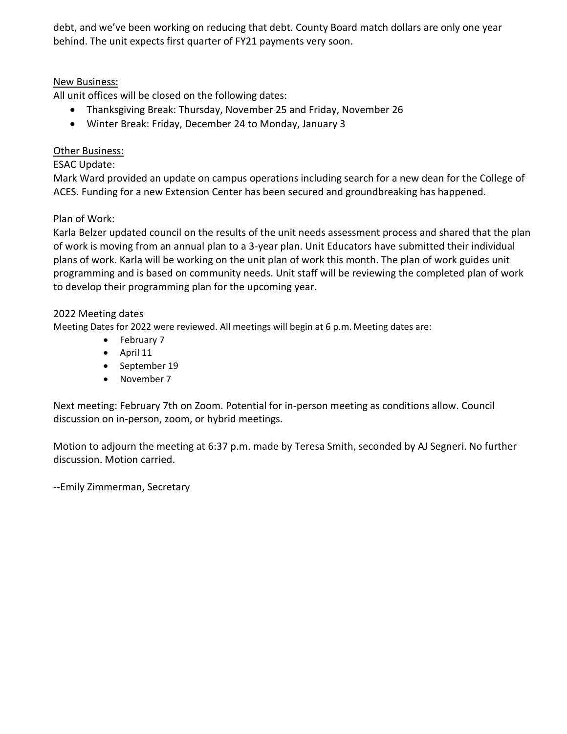debt, and we've been working on reducing that debt. County Board match dollars are only one year behind. The unit expects first quarter of FY21 payments very soon.

<u>New Business:</u>

All unit offices will be closed on the following dates:

- Thanksgiving Break: Thursday, November 25 and Friday, November 26
- Winter Break: Friday, December 24 to Monday, January 3

<u>Other Business:</u>

ESAC Update:

Mark Ward provided an update on campus operations including search for a new dean for the College of ACES. Funding for a new Extension Center has been secured and groundbreaking has happened.

Plan of Work:

Karla Belzer updated council on the results of the unit needs assessment process and shared that the plan of work is moving from an annual plan to a 3-year plan. Unit Educators have submitted their individual plans of work. Karla will be working on the unit plan of work this month. The plan of work guides unit programming and is based on community needs. Unit staff will be reviewing the completed plan of work to develop their programming plan for the upcoming year.

2022 Meeting dates

Meeting Dates for 2022 were reviewed. All meetings will begin at 6 p.m. Meeting dates are:

- February 7
- April 11
- September 19
- November 7

Next meeting: February 7th on Zoom. Potential for in-person meeting as conditions allow. Council discussion on in-person, zoom, or hybrid meetings.

Motion to adjourn the meeting at 6:37 p.m. made by Teresa Smith, seconded by AJ Segneri. No further discussion. Motion carried.

--Emily Zimmerman, Secretary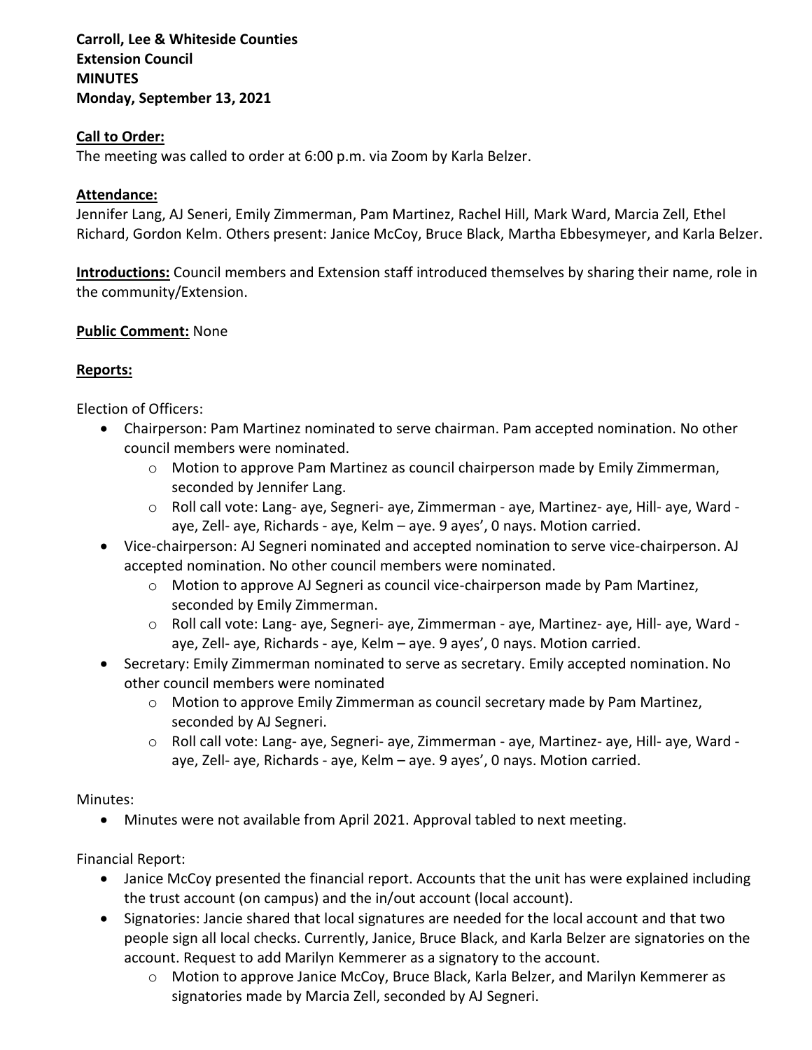**Carroll, Lee & Whiteside Counties**
**Extension Council**
**MINUTES**
**Monday, September 13, 2021**

**Call to Order:**
The meeting was called to order at 6:00 p.m. via Zoom by Karla Belzer.

**Attendance:**
Jennifer Lang, AJ Seneri, Emily Zimmerman, Pam Martinez, Rachel Hill, Mark Ward, Marcia Zell, Ethel Richard, Gordon Kelm. Others present: Janice McCoy, Bruce Black, Martha Ebbesymeyer, and Karla Belzer.

**Introductions:** Council members and Extension staff introduced themselves by sharing their name, role in the community/Extension.

**Public Comment:** None

**Reports:**

Election of Officers:

- Chairperson: Pam Martinez nominated to serve chairman. Pam accepted nomination. No other council members were nominated.
  - Motion to approve Pam Martinez as council chairperson made by Emily Zimmerman, seconded by Jennifer Lang.
  - Roll call vote: Lang- aye, Segneri- aye, Zimmerman - aye, Martinez- aye, Hill- aye, Ward - aye, Zell- aye, Richards - aye, Kelm – aye. 9 ayes', 0 nays. Motion carried.
- Vice-chairperson: AJ Segneri nominated and accepted nomination to serve vice-chairperson. AJ accepted nomination. No other council members were nominated.
  - Motion to approve AJ Segneri as council vice-chairperson made by Pam Martinez, seconded by Emily Zimmerman.
  - Roll call vote: Lang- aye, Segneri- aye, Zimmerman - aye, Martinez- aye, Hill- aye, Ward - aye, Zell- aye, Richards - aye, Kelm – aye. 9 ayes', 0 nays. Motion carried.
- Secretary: Emily Zimmerman nominated to serve as secretary. Emily accepted nomination. No other council members were nominated
  - Motion to approve Emily Zimmerman as council secretary made by Pam Martinez, seconded by AJ Segneri.
  - Roll call vote: Lang- aye, Segneri- aye, Zimmerman - aye, Martinez- aye, Hill- aye, Ward - aye, Zell- aye, Richards - aye, Kelm – aye. 9 ayes', 0 nays. Motion carried.

Minutes:

- Minutes were not available from April 2021. Approval tabled to next meeting.

Financial Report:

- Janice McCoy presented the financial report. Accounts that the unit has were explained including the trust account (on campus) and the in/out account (local account).
- Signatories: Jancie shared that local signatures are needed for the local account and that two people sign all local checks. Currently, Janice, Bruce Black, and Karla Belzer are signatories on the account. Request to add Marilyn Kemmerer as a signatory to the account.
  - Motion to approve Janice McCoy, Bruce Black, Karla Belzer, and Marilyn Kemmerer as signatories made by Marcia Zell, seconded by AJ Segneri.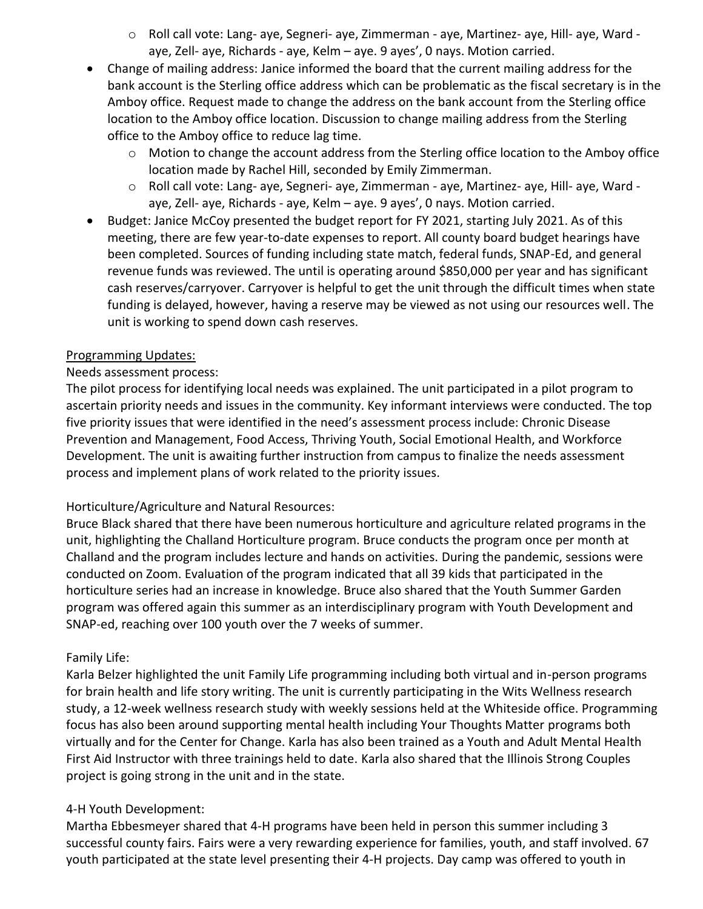- Roll call vote: Lang- aye, Segneri- aye, Zimmerman - aye, Martinez- aye, Hill- aye, Ward - aye, Zell- aye, Richards - aye, Kelm – aye. 9 ayes', 0 nays. Motion carried.

- Change of mailing address: Janice informed the board that the current mailing address for the bank account is the Sterling office address which can be problematic as the fiscal secretary is in the Amboy office. Request made to change the address on the bank account from the Sterling office location to the Amboy office location. Discussion to change mailing address from the Sterling office to the Amboy office to reduce lag time.
  - Motion to change the account address from the Sterling office location to the Amboy office location made by Rachel Hill, seconded by Emily Zimmerman.
  - Roll call vote: Lang- aye, Segneri- aye, Zimmerman - aye, Martinez- aye, Hill- aye, Ward - aye, Zell- aye, Richards - aye, Kelm – aye. 9 ayes', 0 nays. Motion carried.
- Budget: Janice McCoy presented the budget report for FY 2021, starting July 2021. As of this meeting, there are few year-to-date expenses to report. All county board budget hearings have been completed. Sources of funding including state match, federal funds, SNAP-Ed, and general revenue funds was reviewed. The until is operating around $850,000 per year and has significant cash reserves/carryover. Carryover is helpful to get the unit through the difficult times when state funding is delayed, however, having a reserve may be viewed as not using our resources well. The unit is working to spend down cash reserves.

Programming Updates:

Needs assessment process:

The pilot process for identifying local needs was explained. The unit participated in a pilot program to ascertain priority needs and issues in the community. Key informant interviews were conducted. The top five priority issues that were identified in the need's assessment process include: Chronic Disease Prevention and Management, Food Access, Thriving Youth, Social Emotional Health, and Workforce Development. The unit is awaiting further instruction from campus to finalize the needs assessment process and implement plans of work related to the priority issues.

Horticulture/Agriculture and Natural Resources:

Bruce Black shared that there have been numerous horticulture and agriculture related programs in the unit, highlighting the Challand Horticulture program. Bruce conducts the program once per month at Challand and the program includes lecture and hands on activities. During the pandemic, sessions were conducted on Zoom. Evaluation of the program indicated that all 39 kids that participated in the horticulture series had an increase in knowledge. Bruce also shared that the Youth Summer Garden program was offered again this summer as an interdisciplinary program with Youth Development and SNAP-ed, reaching over 100 youth over the 7 weeks of summer.

Family Life:

Karla Belzer highlighted the unit Family Life programming including both virtual and in-person programs for brain health and life story writing. The unit is currently participating in the Wits Wellness research study, a 12-week wellness research study with weekly sessions held at the Whiteside office. Programming focus has also been around supporting mental health including Your Thoughts Matter programs both virtually and for the Center for Change. Karla has also been trained as a Youth and Adult Mental Health First Aid Instructor with three trainings held to date. Karla also shared that the Illinois Strong Couples project is going strong in the unit and in the state.

4-H Youth Development:

Martha Ebbesmeyer shared that 4-H programs have been held in person this summer including 3 successful county fairs. Fairs were a very rewarding experience for families, youth, and staff involved. 67 youth participated at the state level presenting their 4-H projects. Day camp was offered to youth in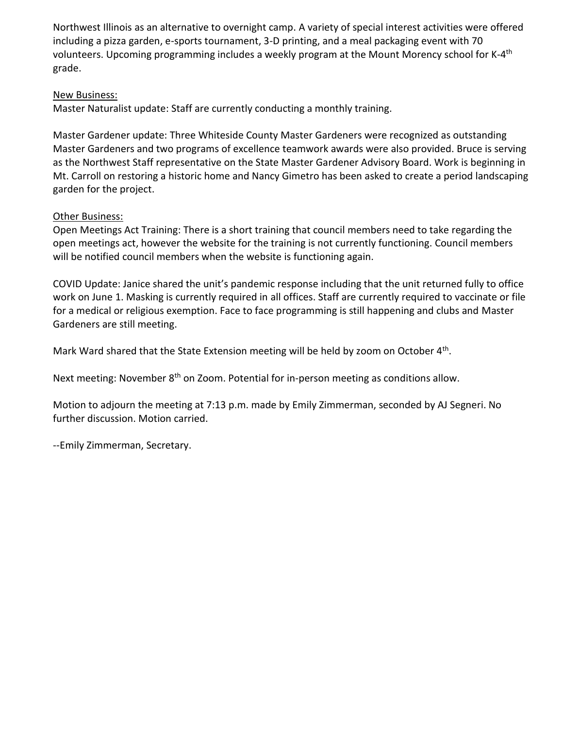Northwest Illinois as an alternative to overnight camp. A variety of special interest activities were offered including a pizza garden, e-sports tournament, 3-D printing, and a meal packaging event with 70 volunteers. Upcoming programming includes a weekly program at the Mount Morency school for K-4th grade.

New Business:

Master Naturalist update: Staff are currently conducting a monthly training.

Master Gardener update: Three Whiteside County Master Gardeners were recognized as outstanding Master Gardeners and two programs of excellence teamwork awards were also provided. Bruce is serving as the Northwest Staff representative on the State Master Gardener Advisory Board. Work is beginning in Mt. Carroll on restoring a historic home and Nancy Gimetro has been asked to create a period landscaping garden for the project.

Other Business:

Open Meetings Act Training: There is a short training that council members need to take regarding the open meetings act, however the website for the training is not currently functioning. Council members will be notified council members when the website is functioning again.

COVID Update: Janice shared the unit's pandemic response including that the unit returned fully to office work on June 1. Masking is currently required in all offices. Staff are currently required to vaccinate or file for a medical or religious exemption. Face to face programming is still happening and clubs and Master Gardeners are still meeting.

Mark Ward shared that the State Extension meeting will be held by zoom on October 4th.

Next meeting: November 8th on Zoom. Potential for in-person meeting as conditions allow.

Motion to adjourn the meeting at 7:13 p.m. made by Emily Zimmerman, seconded by AJ Segneri. No further discussion. Motion carried.

--Emily Zimmerman, Secretary.